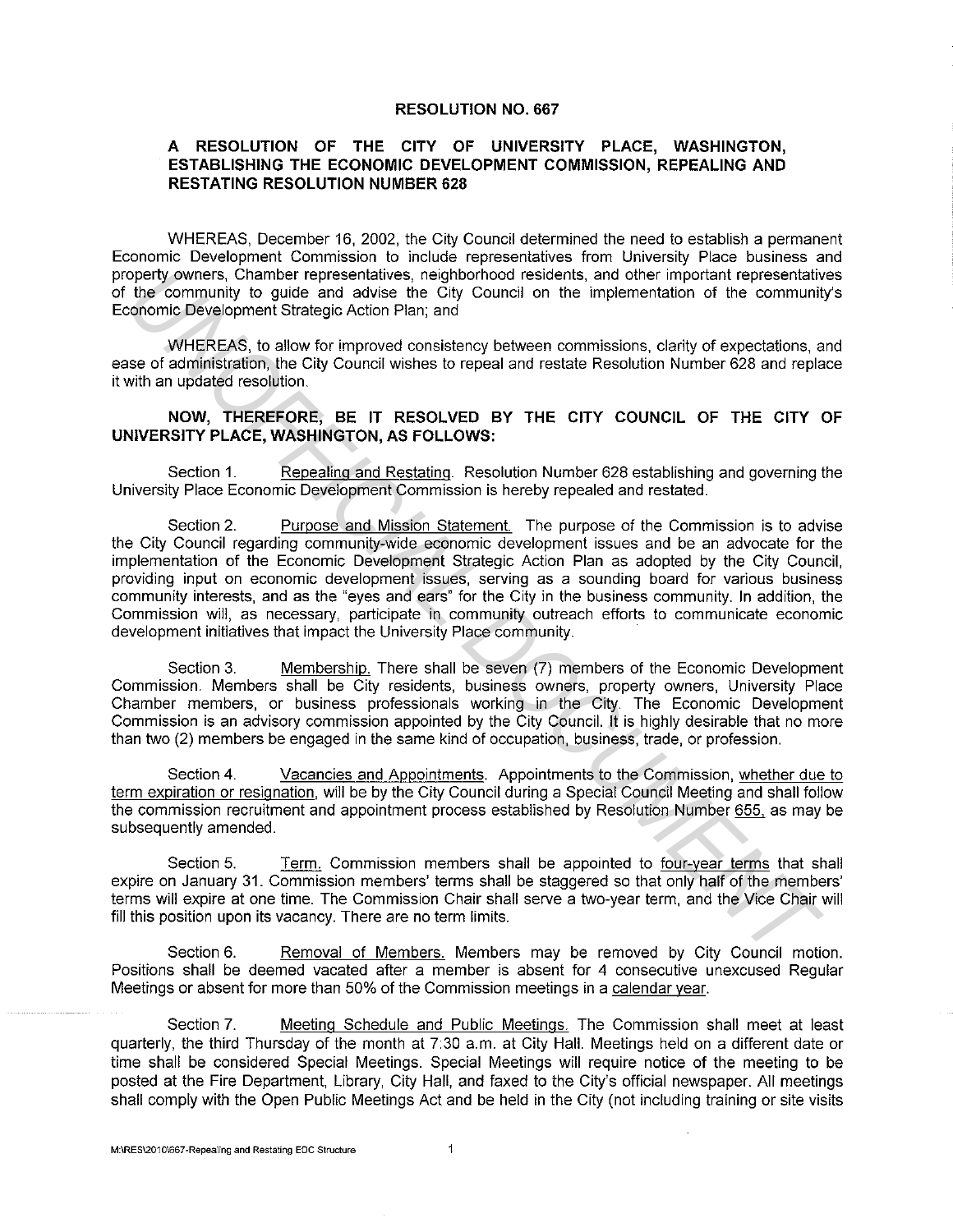# RESOLUTION NO. 667

## A RESOLUTION OF THE CITY OF UNIVERSITY PLACE, WASHINGTON, ESTABLISHING THE ECONOMIC DEVELOPMENT COMMISSION, REPEALING AND RESTATING RESOLUTION NUMBER 628

WHEREAS, December 16, 2002, the City Council determined the need to establish a permanent Economic Development Commission to include representatives from University Place business and property owners, Chamber representatives, neighborhood residents, and other important representatives of the community to guide and advise the City Council on the implementation of the community's Economic Development Strategic Action Plan; and

WHEREAS, to allow for improved consistency between commissions, clarity of expectations, and ease of administration, the City Council wishes to repeal and restate Resolution Number 628 and replace it with an updated resolution.

**NOW, THEREFORE, BE IT RESOLVED BY THE CITY COUNCIL OF THE CITY OF UNIVERSITY PLACE, WASHINGTON, AS FOLLOWS:**

Section 1. Repealing and Restating. Resolution Number 628 establishing and governing the University Place Economic Development Commission is hereby repealed and restated.

Section 2. Purpose and Mission Statement. The purpose of the Commission is to advise the City Council regarding community-wide economic development issues and be an advocate for the implementation of the Economic Development Strategic Action Plan as adopted by the City Council, providing input on economic development issues, serving as a sounding board for various business community interests, and as the "eyes and ears" for the City in the business community. In addition, the Commission will, as necessary, participate in community outreach efforts to communicate economic development initiatives that impact the University Place community.

Section 3. Membership. There shall be seven (7) members of the Economic Development Commission. Members shall be City residents, business owners, property owners, University Place Chamber members, or business professionals working in the City. The Economic Development Commission is an advisory commission appointed by the City Council. It is highly desirable that no more than two (2) members be engaged in the same kind of occupation, business, trade, or profession.

Section 4. Vacancies and Appointments. Appointments to the Commission, whether due to term expiration or resignation, will be by the City Council during a Special Council Meeting and shall follow the commission recruitment and appointment process established by Resolution Number 655, as may be subsequently amended.

Section 5. Term. Commission members shall be appointed to four-year terms that shall expire on January 31. Commission members' terms shall be staggered so that only half of the members' terms will expire at one time. The Commission Chair shall serve a two-year term, and the Vice Chair will fill this position upon its vacancy. There are no term limits.

Section 6. Removal of Members. Members may be removed by City Council motion. Positions shall be deemed vacated after a member is absent for 4 consecutive unexcused Regular Meetings or absent for more than 50% of the Commission meetings in a calendar year.

Section 7. Meeting Schedule and Public Meetings. The Commission shall meet at least quarterly, the third Thursday of the month at 7:30 a.m. at City Hall. Meetings held on a different date or time shall be considered Special Meetings. Special Meetings will require notice of the meeting to be posted at the Fire Department, Library, City Hall, and faxed to the City's official newspaper. All meetings shall comply with the Open Public Meetings Act and be held in the City (not including training or site visits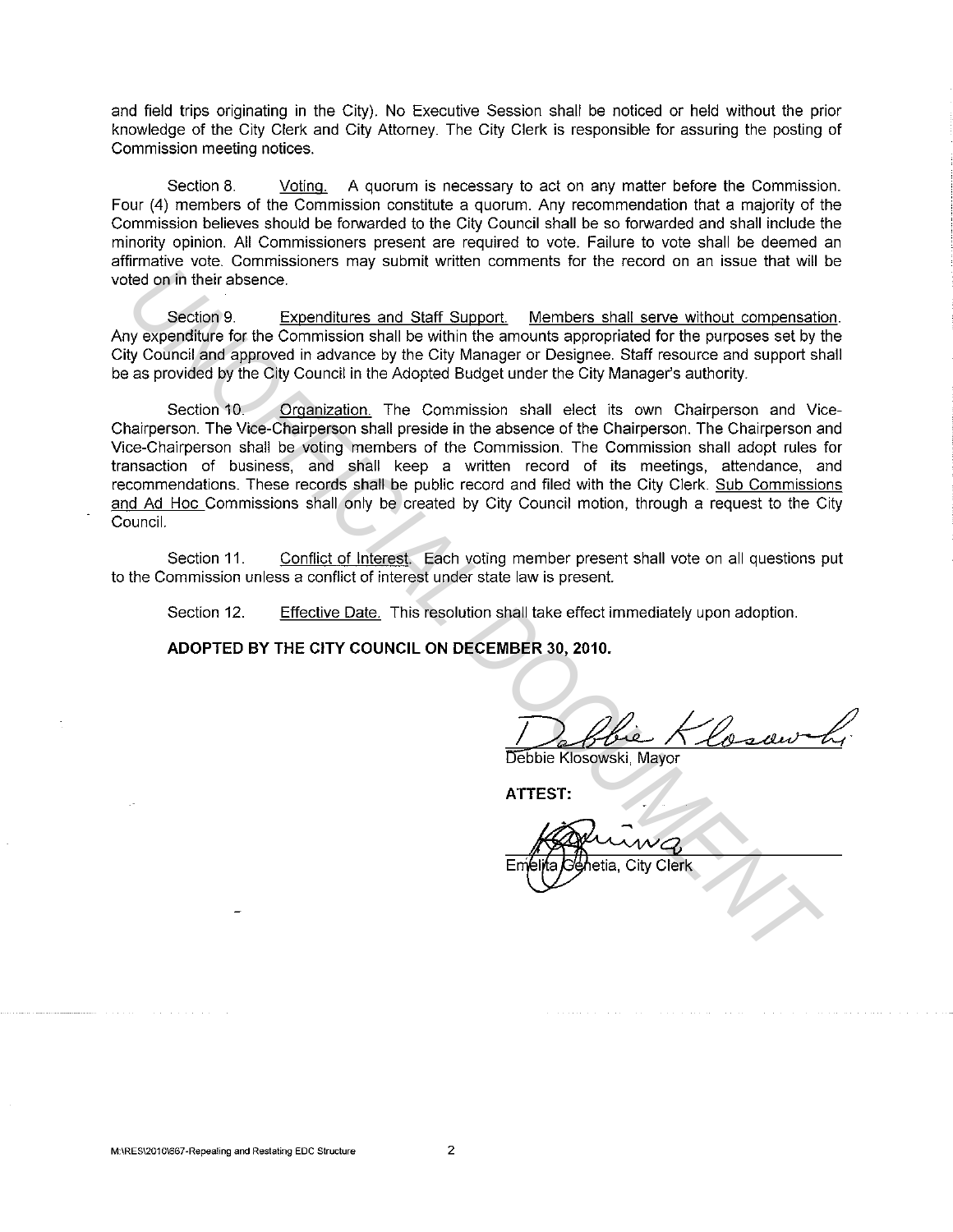and field trips originating in the City). No Executive Session shall be noticed or held without the prior knowledge of the City Clerk and City Attorney. The City Clerk is responsible for assuring the posting of Commission meeting notices.

Section 8. Voting. A quorum is necessary to act on any matter before the Commission. Four (4) members of the Commission constitute a quorum. Any recommendation that a majority of the Commission believes should be forwarded to the City Council shall be so forwarded and shall include the minority opinion. All Commissioners present are required to vote. Failure to vote shall be deemed an affirmative vote. Commissioners may submit written comments for the record on an issue that will be voted on in their absence.

Section 9. Expenditures and Staff Support. Members shall serve without compensation. Any expenditure for the Commission shall be within the amounts appropriated for the purposes set by the City Council and approved in advance by the City Manager or Designee. Staff resource and support shall be as provided by the City Council in the Adopted Budget under the City Manager's authority.

Section 10. Organization. The Commission shall elect its own Chairperson and Vice-Chairperson. The Vice-Chairperson shall preside in the absence of the Chairperson. The Chairperson and Vice-Chairperson shall be voting members of the Commission. The Commission shall adopt rules for transaction of business, and shall keep a written record of its meetings, attendance, and recommendations. These records shall be public record and filed with the City Clerk. Sub Commissions and Ad Hoc Commissions shall only be created by City Council motion, through a request to the City Council.

Section 11. Conflict of Interest. Each voting member present shall vote on all questions put to the Commission unless a conflict of interest under state law is present.

Section 12. Effective Date. This resolution shall take effect immediately upon adoption.

**ADOPTED BY THE CITY COUNCIL ON DECEMBER 30, 2010.**

Debbie Klosowski, Mayor

**ATTEST:**

Emelita Genetia, City Clerk

M:\RES\2010\667-Repealing and Restating EDC Structure